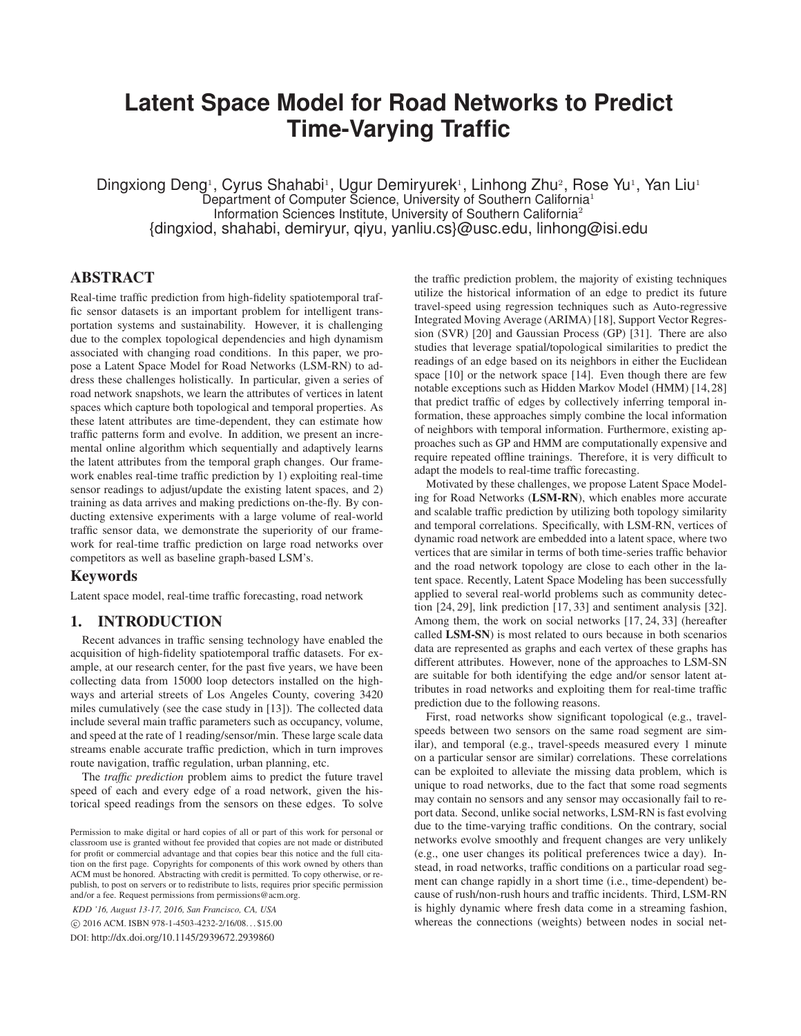# Latent Space Model for Road Networks to Predict Time-Varying Traffic

Dingxiong Deng[1], Cyrus Shahabi[1], Ugur Demiryurek[1], Linhong Zhu[2], Rose Yu[1], Yan Liu[1]
Department of Computer Science, University of Southern California[1]
Information Sciences Institute, University of Southern California[2]
{dingxiod, shahabi, demiryur, qiyu, yanliu.cs}@usc.edu, linhong@isi.edu

## ABSTRACT

Real-time traffic prediction from high-fidelity spatiotemporal traffic sensor datasets is an important problem for intelligent transportation systems and sustainability. However, it is challenging due to the complex topological dependencies and high dynamism associated with changing road conditions. In this paper, we propose a Latent Space Model for Road Networks (LSM-RN) to address these challenges holistically. In particular, given a series of road network snapshots, we learn the attributes of vertices in latent spaces which capture both topological and temporal properties. As these latent attributes are time-dependent, they can estimate how traffic patterns form and evolve. In addition, we present an incremental online algorithm which sequentially and adaptively learns the latent attributes from the temporal graph changes. Our framework enables real-time traffic prediction by 1) exploiting real-time sensor readings to adjust/update the existing latent spaces, and 2) training as data arrives and making predictions on-the-fly. By conducting extensive experiments with a large volume of real-world traffic sensor data, we demonstrate the superiority of our framework for real-time traffic prediction on large road networks over competitors as well as baseline graph-based LSM's.

## Keywords

Latent space model, real-time traffic forecasting, road network

## 1. INTRODUCTION

Recent advances in traffic sensing technology have enabled the acquisition of high-fidelity spatiotemporal traffic datasets. For example, at our research center, for the past five years, we have been collecting data from 15000 loop detectors installed on the highways and arterial streets of Los Angeles County, covering 3420 miles cumulatively (see the case study in [13]). The collected data include several main traffic parameters such as occupancy, volume, and speed at the rate of 1 reading/sensor/min. These large scale data streams enable accurate traffic prediction, which in turn improves route navigation, traffic regulation, urban planning, etc.

The *traffic prediction* problem aims to predict the future travel speed of each and every edge of a road network, given the historical speed readings from the sensors on these edges. To solve the traffic prediction problem, the majority of existing techniques utilize the historical information of an edge to predict its future travel-speed using regression techniques such as Auto-regressive Integrated Moving Average (ARIMA) [18], Support Vector Regression (SVR) [20] and Gaussian Process (GP) [31]. There are also studies that leverage spatial/topological similarities to predict the readings of an edge based on its neighbors in either the Euclidean space [10] or the network space [14]. Even though there are few notable exceptions such as Hidden Markov Model (HMM) [14, 28] that predict traffic of edges by collectively inferring temporal information, these approaches simply combine the local information of neighbors with temporal information. Furthermore, existing approaches such as GP and HMM are computationally expensive and require repeated offline trainings. Therefore, it is very difficult to adapt the models to real-time traffic forecasting.

Motivated by these challenges, we propose Latent Space Modeling for Road Networks (**LSM-RN**), which enables more accurate and scalable traffic prediction by utilizing both topology similarity and temporal correlations. Specifically, with LSM-RN, vertices of dynamic road network are embedded into a latent space, where two vertices that are similar in terms of both time-series traffic behavior and the road network topology are close to each other in the latent space. Recently, Latent Space Modeling has been successfully applied to several real-world problems such as community detection [24, 29], link prediction [17, 33] and sentiment analysis [32]. Among them, the work on social networks [17, 24, 33] (hereafter called **LSM-SN**) is most related to ours because in both scenarios data are represented as graphs and each vertex of these graphs has different attributes. However, none of the approaches to LSM-SN are suitable for both identifying the edge and/or sensor latent attributes in road networks and exploiting them for real-time traffic prediction due to the following reasons.

First, road networks show significant topological (e.g., travel-speeds between two sensors on the same road segment are similar), and temporal (e.g., travel-speeds measured every 1 minute on a particular sensor are similar) correlations. These correlations can be exploited to alleviate the missing data problem, which is unique to road networks, due to the fact that some road segments may contain no sensors and any sensor may occasionally fail to report data. Second, unlike social networks, LSM-RN is fast evolving due to the time-varying traffic conditions. On the contrary, social networks evolve smoothly and frequent changes are very unlikely (e.g., one user changes its political preferences twice a day). Instead, in road networks, traffic conditions on a particular road segment can change rapidly in a short time (i.e., time-dependent) because of rush/non-rush hours and traffic incidents. Third, LSM-RN is highly dynamic where fresh data come in a streaming fashion, whereas the connections (weights) between nodes in social net-

Permission to make digital or hard copies of all or part of this work for personal or classroom use is granted without fee provided that copies are not made or distributed for profit or commercial advantage and that copies bear this notice and the full citation on the first page. Copyrights for components of this work owned by others than ACM must be honored. Abstracting with credit is permitted. To copy otherwise, or republish, to post on servers or to redistribute to lists, requires prior specific permission and/or a fee. Request permissions from permissions@acm.org.

*KDD '16, August 13-17, 2016, San Francisco, CA, USA*
© 2016 ACM. ISBN 978-1-4503-4232-2/16/08... $15.00
DOI: http://dx.doi.org/10.1145/2939672.2939860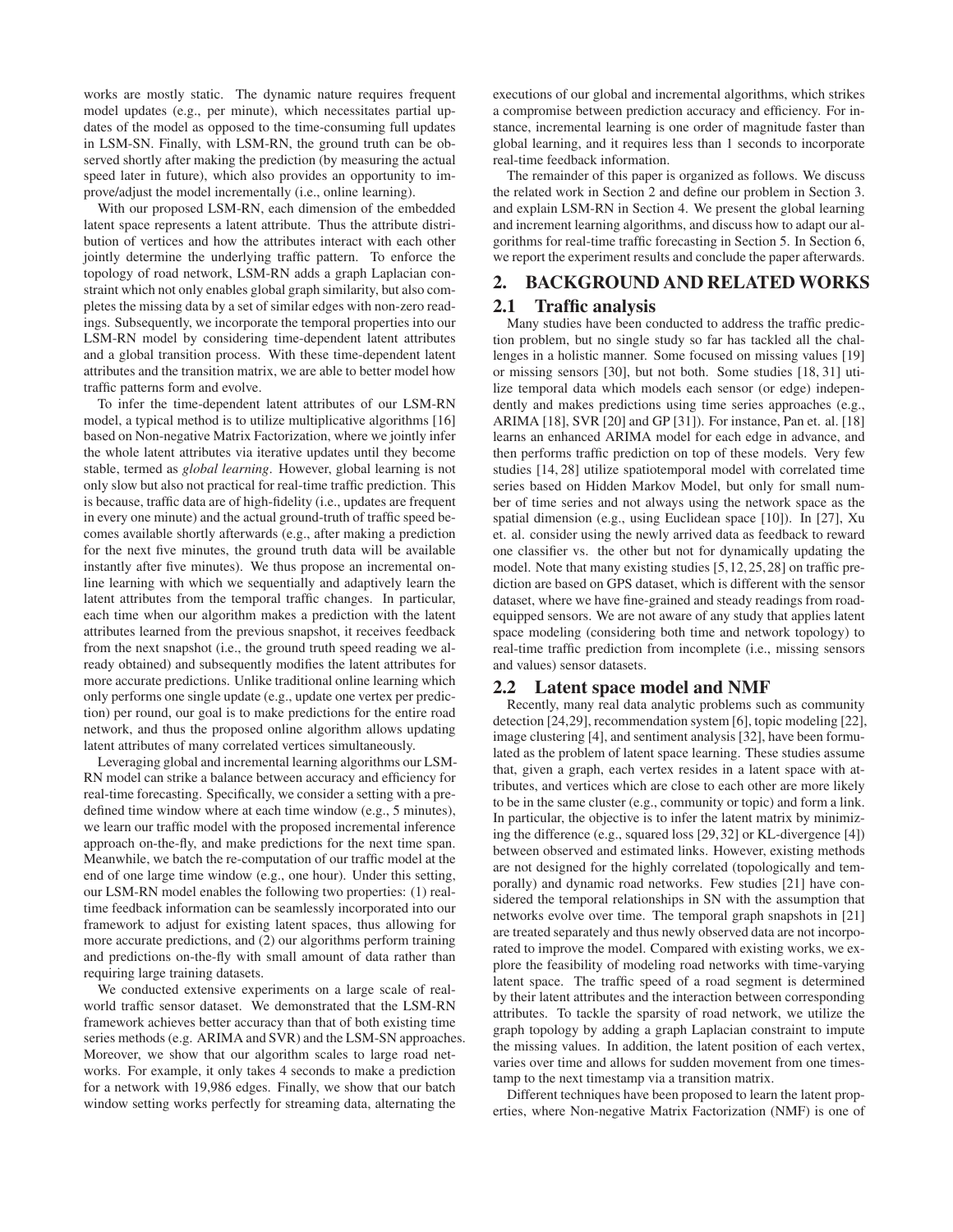works are mostly static. The dynamic nature requires frequent model updates (e.g., per minute), which necessitates partial updates of the model as opposed to the time-consuming full updates in LSM-SN. Finally, with LSM-RN, the ground truth can be observed shortly after making the prediction (by measuring the actual speed later in future), which also provides an opportunity to improve/adjust the model incrementally (i.e., online learning).

With our proposed LSM-RN, each dimension of the embedded latent space represents a latent attribute. Thus the attribute distribution of vertices and how the attributes interact with each other jointly determine the underlying traffic pattern. To enforce the topology of road network, LSM-RN adds a graph Laplacian constraint which not only enables global graph similarity, but also completes the missing data by a set of similar edges with non-zero readings. Subsequently, we incorporate the temporal properties into our LSM-RN model by considering time-dependent latent attributes and a global transition process. With these time-dependent latent attributes and the transition matrix, we are able to better model how traffic patterns form and evolve.

To infer the time-dependent latent attributes of our LSM-RN model, a typical method is to utilize multiplicative algorithms [16] based on Non-negative Matrix Factorization, where we jointly infer the whole latent attributes via iterative updates until they become stable, termed as *global learning*. However, global learning is not only slow but also not practical for real-time traffic prediction. This is because, traffic data are of high-fidelity (i.e., updates are frequent in every one minute) and the actual ground-truth of traffic speed becomes available shortly afterwards (e.g., after making a prediction for the next five minutes, the ground truth data will be available instantly after five minutes). We thus propose an incremental online learning with which we sequentially and adaptively learn the latent attributes from the temporal traffic changes. In particular, each time when our algorithm makes a prediction with the latent attributes learned from the previous snapshot, it receives feedback from the next snapshot (i.e., the ground truth speed reading we already obtained) and subsequently modifies the latent attributes for more accurate predictions. Unlike traditional online learning which only performs one single update (e.g., update one vertex per prediction) per round, our goal is to make predictions for the entire road network, and thus the proposed online algorithm allows updating latent attributes of many correlated vertices simultaneously.

Leveraging global and incremental learning algorithms our LSM-RN model can strike a balance between accuracy and efficiency for real-time forecasting. Specifically, we consider a setting with a predefined time window where at each time window (e.g., 5 minutes), we learn our traffic model with the proposed incremental inference approach on-the-fly, and make predictions for the next time span. Meanwhile, we batch the re-computation of our traffic model at the end of one large time window (e.g., one hour). Under this setting, our LSM-RN model enables the following two properties: (1) real-time feedback information can be seamlessly incorporated into our framework to adjust for existing latent spaces, thus allowing for more accurate predictions, and (2) our algorithms perform training and predictions on-the-fly with small amount of data rather than requiring large training datasets.

We conducted extensive experiments on a large scale of real-world traffic sensor dataset. We demonstrated that the LSM-RN framework achieves better accuracy than that of both existing time series methods (e.g. ARIMA and SVR) and the LSM-SN approaches. Moreover, we show that our algorithm scales to large road networks. For example, it only takes 4 seconds to make a prediction for a network with 19,986 edges. Finally, we show that our batch window setting works perfectly for streaming data, alternating the executions of our global and incremental algorithms, which strikes a compromise between prediction accuracy and efficiency. For instance, incremental learning is one order of magnitude faster than global learning, and it requires less than 1 seconds to incorporate real-time feedback information.

The remainder of this paper is organized as follows. We discuss the related work in Section 2 and define our problem in Section 3. and explain LSM-RN in Section 4. We present the global learning and increment learning algorithms, and discuss how to adapt our algorithms for real-time traffic forecasting in Section 5. In Section 6, we report the experiment results and conclude the paper afterwards.

## 2. BACKGROUND AND RELATED WORKS

### 2.1 Traffic analysis

Many studies have been conducted to address the traffic prediction problem, but no single study so far has tackled all the challenges in a holistic manner. Some focused on missing values [19] or missing sensors [30], but not both. Some studies [18, 31] utilize temporal data which models each sensor (or edge) independently and makes predictions using time series approaches (e.g., ARIMA [18], SVR [20] and GP [31]). For instance, Pan et. al. [18] learns an enhanced ARIMA model for each edge in advance, and then performs traffic prediction on top of these models. Very few studies [14, 28] utilize spatiotemporal model with correlated time series based on Hidden Markov Model, but only for small number of time series and not always using the network space as the spatial dimension (e.g., using Euclidean space [10]). In [27], Xu et. al. consider using the newly arrived data as feedback to reward one classifier vs. the other but not for dynamically updating the model. Note that many existing studies [5, 12, 25, 28] on traffic prediction are based on GPS dataset, which is different with the sensor dataset, where we have fine-grained and steady readings from road-equipped sensors. We are not aware of any study that applies latent space modeling (considering both time and network topology) to real-time traffic prediction from incomplete (i.e., missing sensors and values) sensor datasets.

### 2.2 Latent space model and NMF

Recently, many real data analytic problems such as community detection [24, 29], recommendation system [6], topic modeling [22], image clustering [4], and sentiment analysis [32], have been formulated as the problem of latent space learning. These studies assume that, given a graph, each vertex resides in a latent space with attributes, and vertices which are close to each other are more likely to be in the same cluster (e.g., community or topic) and form a link. In particular, the objective is to infer the latent matrix by minimizing the difference (e.g., squared loss [29, 32] or KL-divergence [4]) between observed and estimated links. However, existing methods are not designed for the highly correlated (topologically and temporally) and dynamic road networks. Few studies [21] have considered the temporal relationships in SN with the assumption that networks evolve over time. The temporal graph snapshots in [21] are treated separately and thus newly observed data are not incorporated to improve the model. Compared with existing works, we explore the feasibility of modeling road networks with time-varying latent space. The traffic speed of a road segment is determined by their latent attributes and the interaction between corresponding attributes. To tackle the sparsity of road network, we utilize the graph topology by adding a graph Laplacian constraint to impute the missing values. In addition, the latent position of each vertex, varies over time and allows for sudden movement from one timestamp to the next timestamp via a transition matrix.

Different techniques have been proposed to learn the latent properties, where Non-negative Matrix Factorization (NMF) is one of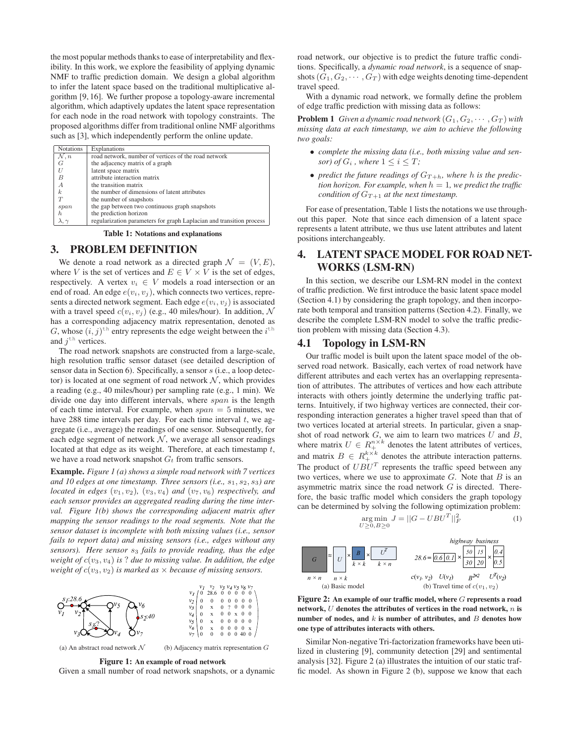the most popular methods thanks to ease of interpretability and flexibility. In this work, we explore the feasibility of applying dynamic NMF to traffic prediction domain. We design a global algorithm to infer the latent space based on the traditional multiplicative algorithm [9, 16]. We further propose a topology-aware incremental algorithm, which adaptively updates the latent space representation for each node in the road network with topology constraints. The proposed algorithms differ from traditional online NMF algorithms such as [3], which independently perform the online update.

| Notations | Explanations |
|---|---|
| $\mathcal{N}, n$ | road network, number of vertices of the road network |
| $G$ | the adjacency matrix of a graph |
| $U$ | latent space matrix |
| $B$ | attribute interaction matrix |
| $A$ | the transition matrix |
| $k$ | the number of dimensions of latent attributes |
| $T$ | the number of snapshots |
| $span$ | the gap between two continuous graph snapshots |
| $h$ | the prediction horizon |
| $\lambda, \gamma$ | regularization parameters for graph Laplacian and transition process |

**Table 1: Notations and explanations**

# 3. PROBLEM DEFINITION

We denote a road network as a directed graph $\mathcal{N} = (V, E)$, where $V$ is the set of vertices and $E \in V \times V$ is the set of edges, respectively. A vertex $v_i \in V$ models a road intersection or an end of road. An edge $e(v_i, v_j)$, which connects two vertices, represents a directed network segment. Each edge $e(v_i, v_j)$ is associated with a travel speed $c(v_i, v_j)$ (e.g., 40 miles/hour). In addition, $\mathcal{N}$ has a corresponding adjacency matrix representation, denoted as $G$, whose $(i, j)^{\text{th}}$ entry represents the edge weight between the $i^{\text{th}}$ and $j^{\text{th}}$ vertices.

The road network snapshots are constructed from a large-scale, high resolution traffic sensor dataset (see detailed description of sensor data in Section 6). Specifically, a sensor $s$ (i.e., a loop detector) is located at one segment of road network $\mathcal{N}$, which provides a reading (e.g., 40 miles/hour) per sampling rate (e.g., 1 min). We divide one day into different intervals, where $span$ is the length of each time interval. For example, when $span = 5$ minutes, we have 288 time intervals per day. For each time interval $t$, we aggregate (i.e., average) the readings of one sensor. Subsequently, for each edge segment of network $\mathcal{N}$, we average all sensor readings located at that edge as its weight. Therefore, at each timestamp $t$, we have a road network snapshot $G_t$ from traffic sensors.

**Example.** *Figure 1 (a) shows a simple road network with 7 vertices and 10 edges at one timestamp. Three sensors (i.e., $s_1, s_2, s_3$) are located in edges $(v_1, v_2)$, $(v_3, v_4)$ and $(v_7, v_6)$ respectively, and each sensor provides an aggregated reading during the time interval. Figure 1(b) shows the corresponding adjacent matrix after mapping the sensor readings to the road segments. Note that the sensor dataset is incomplete with both missing values (i.e., sensor fails to report data) and missing sensors (i.e., edges without any sensors). Here sensor $s_3$ fails to provide reading, thus the edge weight of $c(v_3, v_4)$ is ? due to missing value. In addition, the edge weight of $c(v_3, v_2)$ is marked as $\times$ because of missing sensors.*

(a) An abstract road network $\mathcal{N}$ (b) Adjacency matrix representation $G$

**Figure 1: An example of road network**

Given a small number of road network snapshots, or a dynamic road network, our objective is to predict the future traffic conditions. Specifically, a *dynamic road network*, is a sequence of snapshots $(G_1, G_2, \cdots, G_T)$ with edge weights denoting time-dependent travel speed.

With a dynamic road network, we formally define the problem of edge traffic prediction with missing data as follows:

**Problem 1** *Given a dynamic road network $(G_1, G_2, \cdots, G_T)$ with missing data at each timestamp, we aim to achieve the following two goals:*

- *complete the missing data (i.e., both missing value and sensor) of $G_i$ , where $1 \leq i \leq T$;*
- *predict the future readings of $G_{T+h}$, where $h$ is the prediction horizon. For example, when $h = 1$, we predict the traffic condition of $G_{T+1}$ at the next timestamp.*

For ease of presentation, Table 1 lists the notations we use throughout this paper. Note that since each dimension of a latent space represents a latent attribute, we thus use latent attributes and latent positions interchangeably.

# 4. LATENT SPACE MODEL FOR ROAD NETWORKS (LSM-RN)

In this section, we describe our LSM-RN model in the context of traffic prediction. We first introduce the basic latent space model (Section 4.1) by considering the graph topology, and then incorporate both temporal and transition patterns (Section 4.2). Finally, we describe the complete LSM-RN model to solve the traffic prediction problem with missing data (Section 4.3).

## 4.1 Topology in LSM-RN

Our traffic model is built upon the latent space model of the observed road network. Basically, each vertex of road network have different attributes and each vertex has an overlapping representation of attributes. The attributes of vertices and how each attribute interacts with others jointly determine the underlying traffic patterns. Intuitively, if two highway vertices are connected, their corresponding interaction generates a higher travel speed than that of two vertices located at arterial streets. In particular, given a snapshot of road network $G$, we aim to learn two matrices $U$ and $B$, where matrix $U \in R_+^{n \times k}$ denotes the latent attributes of vertices, and matrix $B \in R_+^{k \times k}$ denotes the attribute interaction patterns. The product of $UBU^T$ represents the traffic speed between any two vertices, where we use to approximate $G$. Note that $B$ is an asymmetric matrix since the road network $G$ is directed. Therefore, the basic traffic model which considers the graph topology can be determined by solving the following optimization problem:

$$\underset{U \geq 0, B \geq 0}{\arg\min} \; J = ||G - UBU^T||_F^2 \tag{1}$$

(a) Basic model (b) Travel time of $c(v_1, v_2)$

**Figure 2: An example of our traffic model, where $G$ represents a road network, $U$ denotes the attributes of vertices in the road network, $n$ is number of nodes, and $k$ is number of attributes, and $B$ denotes how one type of attributes interacts with others.**

Similar Non-negative Tri-factorization frameworks have been utilized in clustering [9], community detection [29] and sentimental analysis [32]. Figure 2 (a) illustrates the intuition of our static traffic model. As shown in Figure 2 (b), suppose we know that each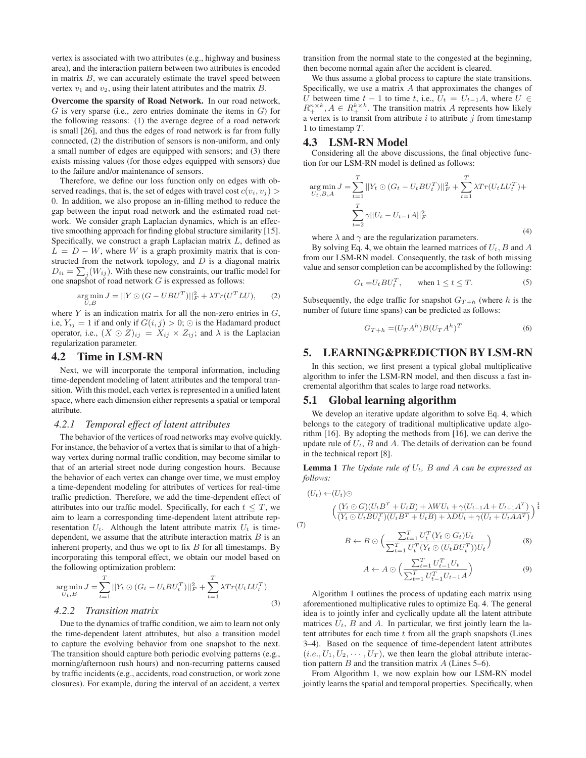vertex is associated with two attributes (e.g., highway and business area), and the interaction pattern between two attributes is encoded in matrix $B$, we can accurately estimate the travel speed between vertex $v_1$ and $v_2$, using their latent attributes and the matrix $B$.

**Overcome the sparsity of Road Network.** In our road network, $G$ is very sparse (i.e., zero entries dominate the items in $G$) for the following reasons: (1) the average degree of a road network is small [26], and thus the edges of road network is far from fully connected, (2) the distribution of sensors is non-uniform, and only a small number of edges are equipped with sensors; and (3) there exists missing values (for those edges equipped with sensors) due to the failure and/or maintenance of sensors.

Therefore, we define our loss function only on edges with observed readings, that is, the set of edges with travel cost $c(v_i, v_j) > 0$. In addition, we also propose an in-filling method to reduce the gap between the input road network and the estimated road network. We consider graph Laplacian dynamics, which is an effective smoothing approach for finding global structure similarity [15]. Specifically, we construct a graph Laplacian matrix $L$, defined as $L = D - W$, where $W$ is a graph proximity matrix that is constructed from the network topology, and $D$ is a diagonal matrix $D_{ii} = \sum_j (W_{ij})$. With these new constraints, our traffic model for one snapshot of road network $G$ is expressed as follows:

$$\arg\min_{U,B} J = ||Y \odot (G - UBU^T)||_F^2 + \lambda Tr(U^T LU), \quad (2)$$

where $Y$ is an indication matrix for all the non-zero entries in $G$, i.e, $Y_{ij} = 1$ if and only if $G(i,j) > 0$; $\odot$ is the Hadamard product operator, i.e., $(X \odot Z)_{ij} = X_{ij} \times Z_{ij}$; and $\lambda$ is the Laplacian regularization parameter.

## 4.2 Time in LSM-RN

Next, we will incorporate the temporal information, including time-dependent modeling of latent attributes and the temporal transition. With this model, each vertex is represented in a unified latent space, where each dimension either represents a spatial or temporal attribute.

### 4.2.1 *Temporal effect of latent attributes*

The behavior of the vertices of road networks may evolve quickly. For instance, the behavior of a vertex that is similar to that of a highway vertex during normal traffic condition, may become similar to that of an arterial street node during congestion hours. Because the behavior of each vertex can change over time, we must employ a time-dependent modeling for attributes of vertices for real-time traffic prediction. Therefore, we add the time-dependent effect of attributes into our traffic model. Specifically, for each $t \leq T$, we aim to learn a corresponding time-dependent latent attribute representation $U_t$. Although the latent attribute matrix $U_t$ is time-dependent, we assume that the attribute interaction matrix $B$ is an inherent property, and thus we opt to fix $B$ for all timestamps. By incorporating this temporal effect, we obtain our model based on the following optimization problem:

$$\arg\min_{U_t,B} J = \sum_{t=1}^{T} ||Y_t \odot (G_t - U_t B U_t^T)||_F^2 + \sum_{t=1}^{T} \lambda Tr(U_t L U_t^T) \quad (3)$$

### 4.2.2 *Transition matrix*

Due to the dynamics of traffic condition, we aim to learn not only the time-dependent latent attributes, but also a transition model to capture the evolving behavior from one snapshot to the next. The transition should capture both periodic evolving patterns (e.g., morning/afternoon rush hours) and non-recurring patterns caused by traffic incidents (e.g., accidents, road construction, or work zone closures). For example, during the interval of an accident, a vertex transition from the normal state to the congested at the beginning, then become normal again after the accident is cleared.

We thus assume a global process to capture the state transitions. Specifically, we use a matrix $A$ that approximates the changes of $U$ between time $t-1$ to time $t$, i.e., $U_t = U_{t-1}A$, where $U \in R_+^{n \times k}, A \in R_+^{k \times k}$. The transition matrix $A$ represents how likely a vertex is to transit from attribute $i$ to attribute $j$ from timestamp 1 to timestamp $T$.

## 4.3 LSM-RN Model

Considering all the above discussions, the final objective function for our LSM-RN model is defined as follows:

$$\arg\min_{U_t,B,A} J = \sum_{t=1}^{T} ||Y_t \odot (G_t - U_t B U_t^T)||_F^2 + \sum_{t=1}^{T} \lambda Tr(U_t L U_t^T) + \sum_{t=2}^{T} \gamma ||U_t - U_{t-1}A||_F^2 \quad (4)$$

where $\lambda$ and $\gamma$ are the regularization parameters.

By solving Eq. 4, we obtain the learned matrices of $U_t$, $B$ and $A$ from our LSM-RN model. Consequently, the task of both missing value and sensor completion can be accomplished by the following:

$$G_t = U_t B U_t^T, \qquad \text{when } 1 \leq t \leq T. \quad (5)$$

Subsequently, the edge traffic for snapshot $G_{T+h}$ (where $h$ is the number of future time spans) can be predicted as follows:

$$G_{T+h} = (U_T A^h) B (U_T A^h)^T \quad (6)$$

# 5. LEARNING&PREDICTION BY LSM-RN

In this section, we first present a typical global multiplicative algorithm to infer the LSM-RN model, and then discuss a fast incremental algorithm that scales to large road networks.

## 5.1 Global learning algorithm

We develop an iterative update algorithm to solve Eq. 4, which belongs to the category of traditional multiplicative update algorithm [16]. By adopting the methods from [16], we can derive the update rule of $U_t$, $B$ and $A$. The details of derivation can be found in the technical report [8].

**Lemma 1** *The Update rule of $U_t$, $B$ and $A$ can be expressed as follows:*

$$(U_t) \leftarrow (U_t) \odot \Big( \frac{(Y_t \odot G)(U_t B^T + U_t B) + \lambda W U_t + \gamma (U_{t-1} A + U_{t+1} A^T)}{(Y_t \odot U_t B U_t^T)(U_t B^T + U_t B) + \lambda D U_t + \gamma (U_t + U_t A A^T)} \Big)^{\frac{1}{4}} \quad (7)$$

$$B \leftarrow B \odot \Big( \frac{\sum_{t=1}^{T} U_t^T (Y_t \odot G_t) U_t}{\sum_{t=1}^{T} U_t^T (Y_t \odot (U_t B U_t^T)) U_t} \Big) \quad (8)$$

$$A \leftarrow A \odot \Big( \frac{\sum_{t=1}^{T} U_{t-1}^T U_t}{\sum_{t=1}^{T} U_{t-1}^T U_{t-1} A} \Big) \quad (9)$$

Algorithm 1 outlines the process of updating each matrix using aforementioned multiplicative rules to optimize Eq. 4. The general idea is to jointly infer and cyclically update all the latent attribute matrices $U_t$, $B$ and $A$. In particular, we first jointly learn the latent attributes for each time $t$ from all the graph snapshots (Lines 3–4). Based on the sequence of time-dependent latent attributes $(i.e., U_1, U_2, \cdots, U_T)$, we then learn the global attribute interaction pattern $B$ and the transition matrix $A$ (Lines 5–6).

From Algorithm 1, we now explain how our LSM-RN model jointly learns the spatial and temporal properties. Specifically, when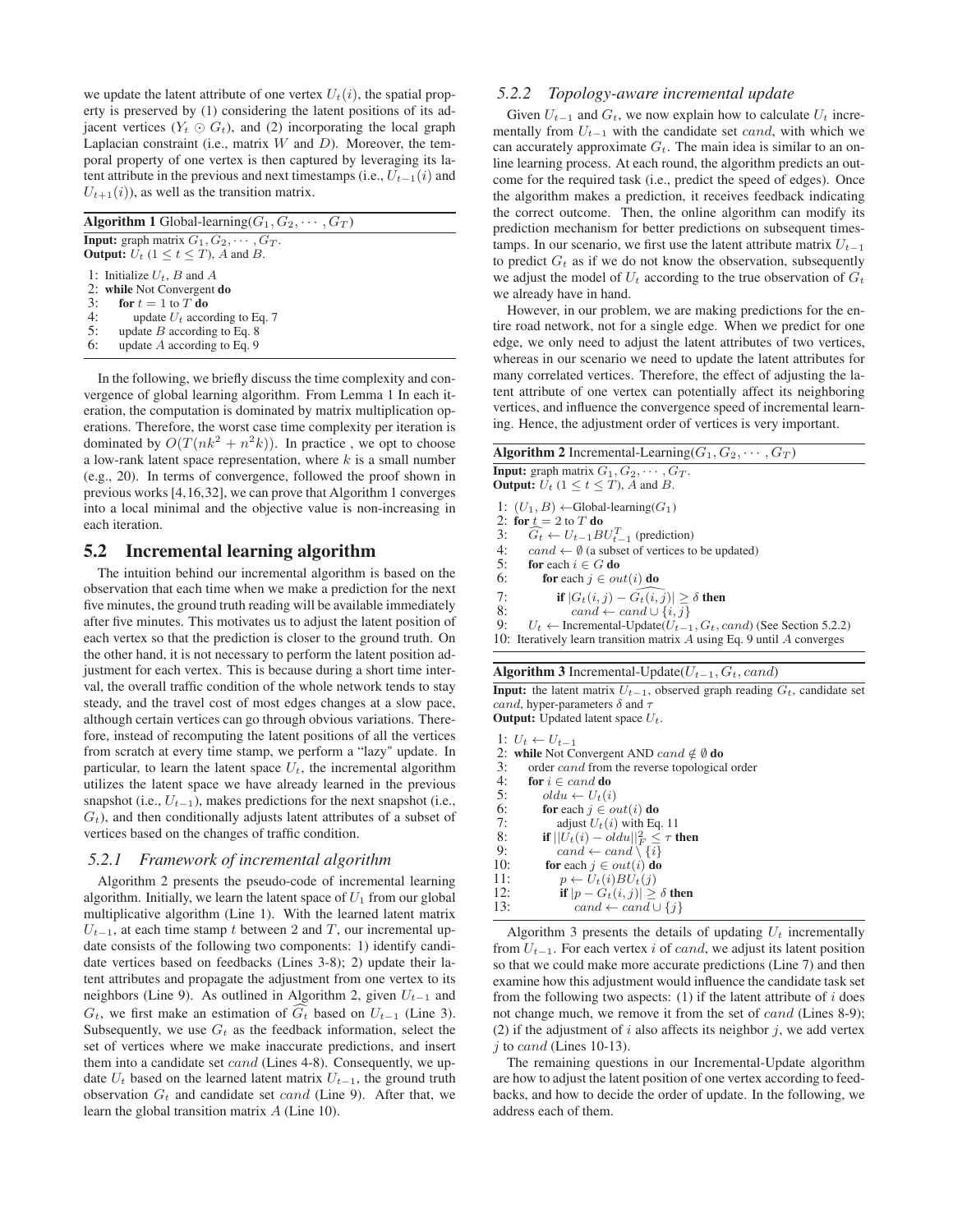we update the latent attribute of one vertex $U_t(i)$, the spatial property is preserved by (1) considering the latent positions of its adjacent vertices ($Y_t \odot G_t$), and (2) incorporating the local graph Laplacian constraint (i.e., matrix $W$ and $D$). Moreover, the temporal property of one vertex is then captured by leveraging its latent attribute in the previous and next timestamps (i.e., $U_{t-1}(i)$ and $U_{t+1}(i)$), as well as the transition matrix.

**Algorithm 1** Global-learning($G_1, G_2, \cdots, G_T$)

**Input:** graph matrix $G_1, G_2, \cdots, G_T$.
**Output:** $U_t$ ($1 \leq t \leq T$), $A$ and $B$.

```
1: Initialize U_t, B and A
2: while Not Convergent do
3:   for t = 1 to T do
4:     update U_t according to Eq. 7
5:   update B according to Eq. 8
6:   update A according to Eq. 9
```

In the following, we briefly discuss the time complexity and convergence of global learning algorithm. From Lemma 1 In each iteration, the computation is dominated by matrix multiplication operations. Therefore, the worst case time complexity per iteration is dominated by $O(T(nk^2 + n^2k))$. In practice , we opt to choose a low-rank latent space representation, where $k$ is a small number (e.g., 20). In terms of convergence, followed the proof shown in previous works [4,16,32], we can prove that Algorithm 1 converges into a local minimal and the objective value is non-increasing in each iteration.

## 5.2 Incremental learning algorithm

The intuition behind our incremental algorithm is based on the observation that each time when we make a prediction for the next five minutes, the ground truth reading will be available immediately after five minutes. This motivates us to adjust the latent position of each vertex so that the prediction is closer to the ground truth. On the other hand, it is not necessary to perform the latent position adjustment for each vertex. This is because during a short time interval, the overall traffic condition of the whole network tends to stay steady, and the travel cost of most edges changes at a slow pace, although certain vertices can go through obvious variations. Therefore, instead of recomputing the latent positions of all the vertices from scratch at every time stamp, we perform a "lazy" update. In particular, to learn the latent space $U_t$, the incremental algorithm utilizes the latent space we have already learned in the previous snapshot (i.e., $U_{t-1}$), makes predictions for the next snapshot (i.e., $G_t$), and then conditionally adjusts latent attributes of a subset of vertices based on the changes of traffic condition.

### *5.2.1 Framework of incremental algorithm*

Algorithm 2 presents the pseudo-code of incremental learning algorithm. Initially, we learn the latent space of $U_1$ from our global multiplicative algorithm (Line 1). With the learned latent matrix $U_{t-1}$, at each time stamp $t$ between 2 and $T$, our incremental update consists of the following two components: 1) identify candidate vertices based on feedbacks (Lines 3-8); 2) update their latent attributes and propagate the adjustment from one vertex to its neighbors (Line 9). As outlined in Algorithm 2, given $U_{t-1}$ and $G_t$, we first make an estimation of $\widehat{G_t}$ based on $U_{t-1}$ (Line 3). Subsequently, we use $G_t$ as the feedback information, select the set of vertices where we make inaccurate predictions, and insert them into a candidate set $cand$ (Lines 4-8). Consequently, we update $U_t$ based on the learned latent matrix $U_{t-1}$, the ground truth observation $G_t$ and candidate set $cand$ (Line 9). After that, we learn the global transition matrix $A$ (Line 10).

### *5.2.2 Topology-aware incremental update*

Given $U_{t-1}$ and $G_t$, we now explain how to calculate $U_t$ incrementally from $U_{t-1}$ with the candidate set $cand$, with which we can accurately approximate $G_t$. The main idea is similar to an online learning process. At each round, the algorithm predicts an outcome for the required task (i.e., predict the speed of edges). Once the algorithm makes a prediction, it receives feedback indicating the correct outcome. Then, the online algorithm can modify its prediction mechanism for better predictions on subsequent timestamps. In our scenario, we first use the latent attribute matrix $U_{t-1}$ to predict $G_t$ as if we do not know the observation, subsequently we adjust the model of $U_t$ according to the true observation of $G_t$ we already have in hand.

However, in our problem, we are making predictions for the entire road network, not for a single edge. When we predict for one edge, we only need to adjust the latent attributes of two vertices, whereas in our scenario we need to update the latent attributes for many correlated vertices. Therefore, the effect of adjusting the latent attribute of one vertex can potentially affect its neighboring vertices, and influence the convergence speed of incremental learning. Hence, the adjustment order of vertices is very important.

**Algorithm 2** Incremental-Learning($G_1, G_2, \cdots, G_T$)

**Input:** graph matrix $G_1, G_2, \cdots, G_T$.
**Output:** $U_t$ ($1 \leq t \leq T$), $A$ and $B$.

1: $(U_1, B) \leftarrow$Global-learning($G_1$)
2: **for** $t = 2$ to $T$ **do**
3: $\quad \widehat{G_t} \leftarrow U_{t-1}BU_{t-1}^T$ (prediction)
4: $\quad cand \leftarrow \emptyset$ (a subset of vertices to be updated)
5: $\quad$**for** each $i \in G$ **do**
6: $\quad\quad$**for** each $j \in out(i)$ **do**
7: $\quad\quad\quad$**if** $|G_t(i,j) - \widehat{G_t(i,j)}| \geq \delta$ **then**
8: $\quad\quad\quad\quad cand \leftarrow cand \cup \{i, j\}$
9: $\quad U_t \leftarrow$ Incremental-Update($U_{t-1}, G_t, cand$) (See Section 5.2.2)
10: Iteratively learn transition matrix $A$ using Eq. 9 until $A$ converges

**Algorithm 3** Incremental-Update($U_{t-1}, G_t, cand$)

**Input:** the latent matrix $U_{t-1}$, observed graph reading $G_t$, candidate set $cand$, hyper-parameters $\delta$ and $\tau$
**Output:** Updated latent space $U_t$.

1: $U_t \leftarrow U_{t-1}$
2: **while** Not Convergent AND $cand \notin \emptyset$ **do**
3: $\quad$order $cand$ from the reverse topological order
4: $\quad$**for** $i \in cand$ **do**
5: $\quad\quad oldu \leftarrow U_t(i)$
6: $\quad\quad$**for** each $j \in out(i)$ **do**
7: $\quad\quad\quad$adjust $U_t(i)$ with Eq. 11
8: $\quad\quad$**if** $||U_t(i) - oldu||_F^2 \leq \tau$ **then**
9: $\quad\quad\quad cand \leftarrow cand \setminus \{i\}$
10: $\quad\quad$**for** each $j \in out(i)$ **do**
11: $\quad\quad\quad p \leftarrow U_t(i)BU_t(j)$
12: $\quad\quad\quad$**if** $|p - G_t(i,j)| \geq \delta$ **then**
13: $\quad\quad\quad\quad cand \leftarrow cand \cup \{j\}$

Algorithm 3 presents the details of updating $U_t$ incrementally from $U_{t-1}$. For each vertex $i$ of $cand$, we adjust its latent position so that we could make more accurate predictions (Line 7) and then examine how this adjustment would influence the candidate task set from the following two aspects: (1) if the latent attribute of $i$ does not change much, we remove it from the set of $cand$ (Lines 8-9); (2) if the adjustment of $i$ also affects its neighbor $j$, we add vertex $j$ to $cand$ (Lines 10-13).

The remaining questions in our Incremental-Update algorithm are how to adjust the latent position of one vertex according to feedbacks, and how to decide the order of update. In the following, we address each of them.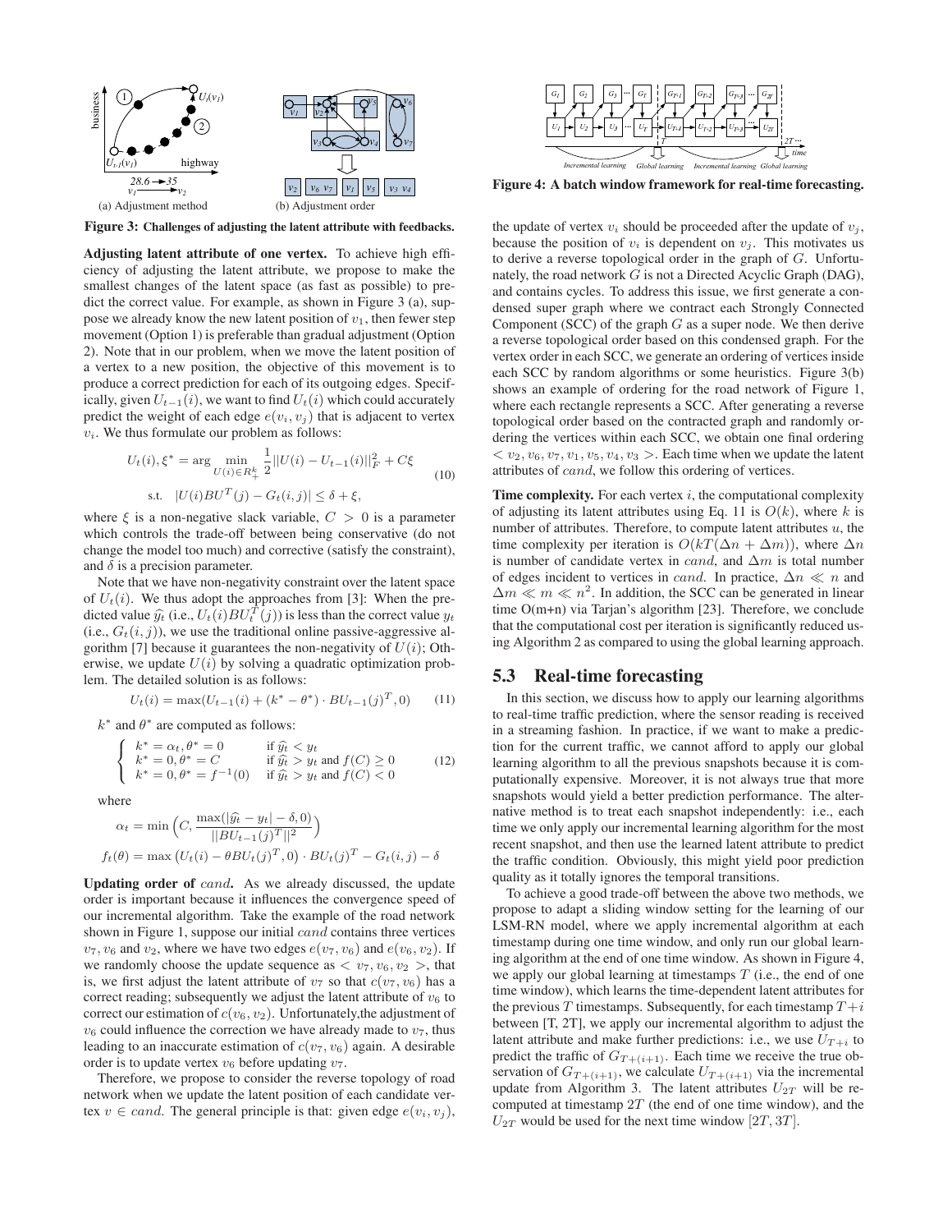Figure 3: Challenges of adjusting the latent attribute with feedbacks.

**Adjusting latent attribute of one vertex.** To achieve high efficiency of adjusting the latent attribute, we propose to make the smallest changes of the latent space (as fast as possible) to predict the correct value. For example, as shown in Figure 3 (a), suppose we already know the new latent position of $v_1$, then fewer step movement (Option 1) is preferable than gradual adjustment (Option 2). Note that in our problem, when we move the latent position of a vertex to a new position, the objective of this movement is to produce a correct prediction for each of its outgoing edges. Specifically, given $U_{t-1}(i)$, we want to find $U_t(i)$ which could accurately predict the weight of each edge $e(v_i, v_j)$ that is adjacent to vertex $v_i$. We thus formulate our problem as follows:

$$U_t(i), \xi^* = \arg\min_{U(i)\in R_+^k} \frac{1}{2}||U(i) - U_{t-1}(i)||_F^2 + C\xi$$
$$\text{s.t.} \quad |U(i)BU^T(j) - G_t(i,j)| \leq \delta + \xi, \tag{10}$$

where $\xi$ is a non-negative slack variable, $C > 0$ is a parameter which controls the trade-off between being conservative (do not change the model too much) and corrective (satisfy the constraint), and $\delta$ is a precision parameter.

Note that we have non-negativity constraint over the latent space of $U_t(i)$. We thus adopt the approaches from [3]: When the predicted value $\widehat{y}_t$ (i.e., $U_t(i)BU_t^T(j)$) is less than the correct value $y_t$ (i.e., $G_t(i,j)$), we use the traditional online passive-aggressive algorithm [7] because it guarantees the non-negativity of $U(i)$; Otherwise, we update $U(i)$ by solving a quadratic optimization problem. The detailed solution is as follows:

$$U_t(i) = \max(U_{t-1}(i) + (k^* - \theta^*) \cdot BU_{t-1}(j)^T, 0) \tag{11}$$

$k^*$ and $\theta^*$ are computed as follows:

$$\begin{cases} k^* = \alpha_t, \theta^* = 0 & \text{if } \widehat{y}_t < y_t \\ k^* = 0, \theta^* = C & \text{if } \widehat{y}_t > y_t \text{ and } f(C) \geq 0 \\ k^* = 0, \theta^* = f^{-1}(0) & \text{if } \widehat{y}_t > y_t \text{ and } f(C) < 0 \end{cases} \tag{12}$$

where

$$\alpha_t = \min\Big(C, \frac{\max(|\widehat{y}_t - y_t| - \delta, 0)}{||BU_{t-1}(j)^T||^2}\Big)$$

$$f_t(\theta) = \max\big(U_t(i) - \theta BU_t(j)^T, 0\big) \cdot BU_t(j)^T - G_t(i,j) - \delta$$

**Updating order of** $cand$**.** As we already discussed, the update order is important because it influences the convergence speed of our incremental algorithm. Take the example of the road network shown in Figure 1, suppose our initial $cand$ contains three vertices $v_7, v_6$ and $v_2$, where we have two edges $e(v_7, v_6)$ and $e(v_6, v_2)$. If we randomly choose the update sequence as $< v_7, v_6, v_2 >$, that is, we first adjust the latent attribute of $v_7$ so that $c(v_7, v_6)$ has a correct reading; subsequently we adjust the latent attribute of $v_6$ to correct our estimation of $c(v_6, v_2)$. Unfortunately,the adjustment of $v_6$ could influence the correction we have already made to $v_7$, thus leading to an inaccurate estimation of $c(v_7, v_6)$ again. A desirable order is to update vertex $v_6$ before updating $v_7$.

Therefore, we propose to consider the reverse topology of road network when we update the latent position of each candidate vertex $v \in cand$. The general principle is that: given edge $e(v_i, v_j)$, the update of vertex $v_i$ should be proceeded after the update of $v_j$, because the position of $v_i$ is dependent on $v_j$. This motivates us to derive a reverse topological order in the graph of $G$. Unfortunately, the road network $G$ is not a Directed Acyclic Graph (DAG), and contains cycles. To address this issue, we first generate a condensed super graph where we contract each Strongly Connected Component (SCC) of the graph $G$ as a super node. We then derive a reverse topological order based on this condensed graph. For the vertex order in each SCC, we generate an ordering of vertices inside each SCC by random algorithms or some heuristics. Figure 3(b) shows an example of ordering for the road network of Figure 1, where each rectangle represents a SCC. After generating a reverse topological order based on the contracted graph and randomly ordering the vertices within each SCC, we obtain one final ordering $< v_2, v_6, v_7, v_1, v_5, v_4, v_3 >$. Each time when we update the latent attributes of $cand$, we follow this ordering of vertices.

**Time complexity.** For each vertex $i$, the computational complexity of adjusting its latent attributes using Eq. 11 is $O(k)$, where $k$ is number of attributes. Therefore, to compute latent attributes $u$, the time complexity per iteration is $O(kT(\Delta n + \Delta m))$, where $\Delta n$ is number of candidate vertex in $cand$, and $\Delta m$ is total number of edges incident to vertices in $cand$. In practice, $\Delta n \ll n$ and $\Delta m \ll m \ll n^2$. In addition, the SCC can be generated in linear time O(m+n) via Tarjan's algorithm [23]. Therefore, we conclude that the computational cost per iteration is significantly reduced using Algorithm 2 as compared to using the global learning approach.

Figure 4: A batch window framework for real-time forecasting.

## 5.3 Real-time forecasting

In this section, we discuss how to apply our learning algorithms to real-time traffic prediction, where the sensor reading is received in a streaming fashion. In practice, if we want to make a prediction for the current traffic, we cannot afford to apply our global learning algorithm to all the previous snapshots because it is computationally expensive. Moreover, it is not always true that more snapshots would yield a better prediction performance. The alternative method is to treat each snapshot independently: i.e., each time we only apply our incremental learning algorithm for the most recent snapshot, and then use the learned latent attribute to predict the traffic condition. Obviously, this might yield poor prediction quality as it totally ignores the temporal transitions.

To achieve a good trade-off between the above two methods, we propose to adapt a sliding window setting for the learning of our LSM-RN model, where we apply incremental algorithm at each timestamp during one time window, and only run our global learning algorithm at the end of one time window. As shown in Figure 4, we apply our global learning at timestamps $T$ (i.e., the end of one time window), which learns the time-dependent latent attributes for the previous $T$ timestamps. Subsequently, for each timestamp $T+i$ between [T, 2T], we apply our incremental algorithm to adjust the latent attribute and make further predictions: i.e., we use $U_{T+i}$ to predict the traffic of $G_{T+(i+1)}$. Each time we receive the true observation of $G_{T+(i+1)}$, we calculate $U_{T+(i+1)}$ via the incremental update from Algorithm 3. The latent attributes $U_{2T}$ will be re-computed at timestamp $2T$ (the end of one time window), and the $U_{2T}$ would be used for the next time window $[2T, 3T]$.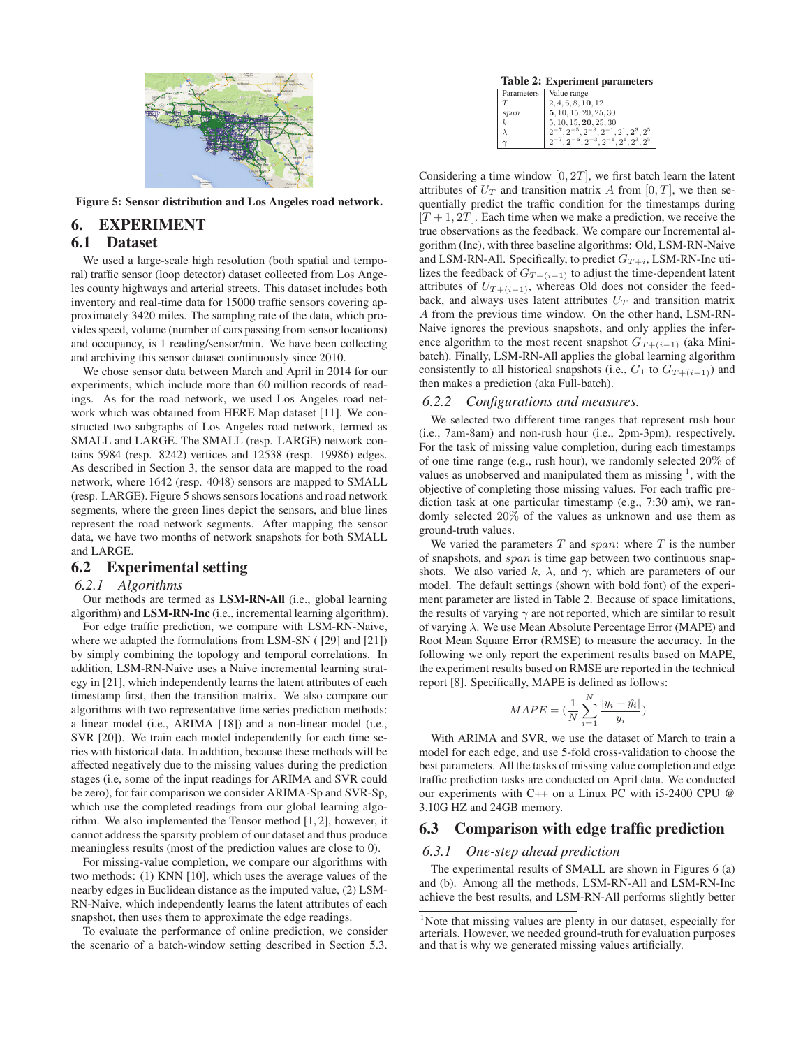Figure 5: Sensor distribution and Los Angeles road network.

# 6. EXPERIMENT

## 6.1 Dataset

We used a large-scale high resolution (both spatial and temporal) traffic sensor (loop detector) dataset collected from Los Angeles county highways and arterial streets. This dataset includes both inventory and real-time data for 15000 traffic sensors covering approximately 3420 miles. The sampling rate of the data, which provides speed, volume (number of cars passing from sensor locations) and occupancy, is 1 reading/sensor/min. We have been collecting and archiving this sensor dataset continuously since 2010.

We chose sensor data between March and April in 2014 for our experiments, which include more than 60 million records of readings. As for the road network, we used Los Angeles road network which was obtained from HERE Map dataset [11]. We constructed two subgraphs of Los Angeles road network, termed as SMALL and LARGE. The SMALL (resp. LARGE) network contains 5984 (resp. 8242) vertices and 12538 (resp. 19986) edges. As described in Section 3, the sensor data are mapped to the road network, where 1642 (resp. 4048) sensors are mapped to SMALL (resp. LARGE). Figure 5 shows sensors locations and road network segments, where the green lines depict the sensors, and blue lines represent the road network segments. After mapping the sensor data, we have two months of network snapshots for both SMALL and LARGE.

## 6.2 Experimental setting

### 6.2.1 Algorithms

Our methods are termed as **LSM-RN-All** (i.e., global learning algorithm) and **LSM-RN-Inc** (i.e., incremental learning algorithm).

For edge traffic prediction, we compare with LSM-RN-Naive, where we adapted the formulations from LSM-SN ( [29] and [21]) by simply combining the topology and temporal correlations. In addition, LSM-RN-Naive uses a Naive incremental learning strategy in [21], which independently learns the latent attributes of each timestamp first, then the transition matrix. We also compare our algorithms with two representative time series prediction methods: a linear model (i.e., ARIMA [18]) and a non-linear model (i.e., SVR [20]). We train each model independently for each time series with historical data. In addition, because these methods will be affected negatively due to the missing values during the prediction stages (i.e, some of the input readings for ARIMA and SVR could be zero), for fair comparison we consider ARIMA-Sp and SVR-Sp, which use the completed readings from our global learning algorithm. We also implemented the Tensor method [1, 2], however, it cannot address the sparsity problem of our dataset and thus produce meaningless results (most of the prediction values are close to 0).

For missing-value completion, we compare our algorithms with two methods: (1) KNN [10], which uses the average values of the nearby edges in Euclidean distance as the imputed value, (2) LSM-RN-Naive, which independently learns the latent attributes of each snapshot, then uses them to approximate the edge readings.

To evaluate the performance of online prediction, we consider the scenario of a batch-window setting described in Section 5.3.

Table 2: Experiment parameters

| Parameters | Value range |
|---|---|
| $T$ | $2, 4, 6, 8, \mathbf{10}, 12$ |
| $span$ | $\mathbf{5}, 10, 15, 20, 25, 30$ |
| $k$ | $5, 10, 15, \mathbf{20}, 25, 30$ |
| $\lambda$ | $2^{-7}, 2^{-5}, 2^{-3}, 2^{-1}, 2^{1}, \mathbf{2^{3}}, 2^{5}$ |
| $\gamma$ | $2^{-7}, \mathbf{2^{-5}}, 2^{-3}, 2^{-1}, 2^{1}, 2^{3}, 2^{5}$ |

Considering a time window $[0, 2T]$, we first batch learn the latent attributes of $U_T$ and transition matrix $A$ from $[0, T]$, we then sequentially predict the traffic condition for the timestamps during $[T+1, 2T]$. Each time when we make a prediction, we receive the true observations as the feedback. We compare our Incremental algorithm (Inc), with three baseline algorithms: Old, LSM-RN-Naive and LSM-RN-All. Specifically, to predict $G_{T+i}$, LSM-RN-Inc utilizes the feedback of $G_{T+(i-1)}$ to adjust the time-dependent latent attributes of $U_{T+(i-1)}$, whereas Old does not consider the feedback, and always uses latent attributes $U_T$ and transition matrix $A$ from the previous time window. On the other hand, LSM-RN-Naive ignores the previous snapshots, and only applies the inference algorithm to the most recent snapshot $G_{T+(i-1)}$ (aka Mini-batch). Finally, LSM-RN-All applies the global learning algorithm consistently to all historical snapshots (i.e., $G_1$ to $G_{T+(i-1)}$) and then makes a prediction (aka Full-batch).

### 6.2.2 Configurations and measures.

We selected two different time ranges that represent rush hour (i.e., 7am-8am) and non-rush hour (i.e., 2pm-3pm), respectively. For the task of missing value completion, during each timestamps of one time range (e.g., rush hour), we randomly selected 20% of values as unobserved and manipulated them as missing [1], with the objective of completing those missing values. For each traffic prediction task at one particular timestamp (e.g., 7:30 am), we randomly selected 20% of the values as unknown and use them as ground-truth values.

We varied the parameters $T$ and $span$: where $T$ is the number of snapshots, and $span$ is time gap between two continuous snapshots. We also varied $k$, $\lambda$, and $\gamma$, which are parameters of our model. The default settings (shown with bold font) of the experiment parameter are listed in Table 2. Because of space limitations, the results of varying $\gamma$ are not reported, which are similar to result of varying $\lambda$. We use Mean Absolute Percentage Error (MAPE) and Root Mean Square Error (RMSE) to measure the accuracy. In the following we only report the experiment results based on MAPE, the experiment results based on RMSE are reported in the technical report [8]. Specifically, MAPE is defined as follows:

$$MAPE = \left(\frac{1}{N}\sum_{i=1}^{N}\frac{|y_i - \hat{y_i}|}{y_i}\right)$$

With ARIMA and SVR, we use the dataset of March to train a model for each edge, and use 5-fold cross-validation to choose the best parameters. All the tasks of missing value completion and edge traffic prediction tasks are conducted on April data. We conducted our experiments with C++ on a Linux PC with i5-2400 CPU @ 3.10G HZ and 24GB memory.

## 6.3 Comparison with edge traffic prediction

### 6.3.1 One-step ahead prediction

The experimental results of SMALL are shown in Figures 6 (a) and (b). Among all the methods, LSM-RN-All and LSM-RN-Inc achieve the best results, and LSM-RN-All performs slightly better

[1] Note that missing values are plenty in our dataset, especially for arterials. However, we needed ground-truth for evaluation purposes and that is why we generated missing values artificially.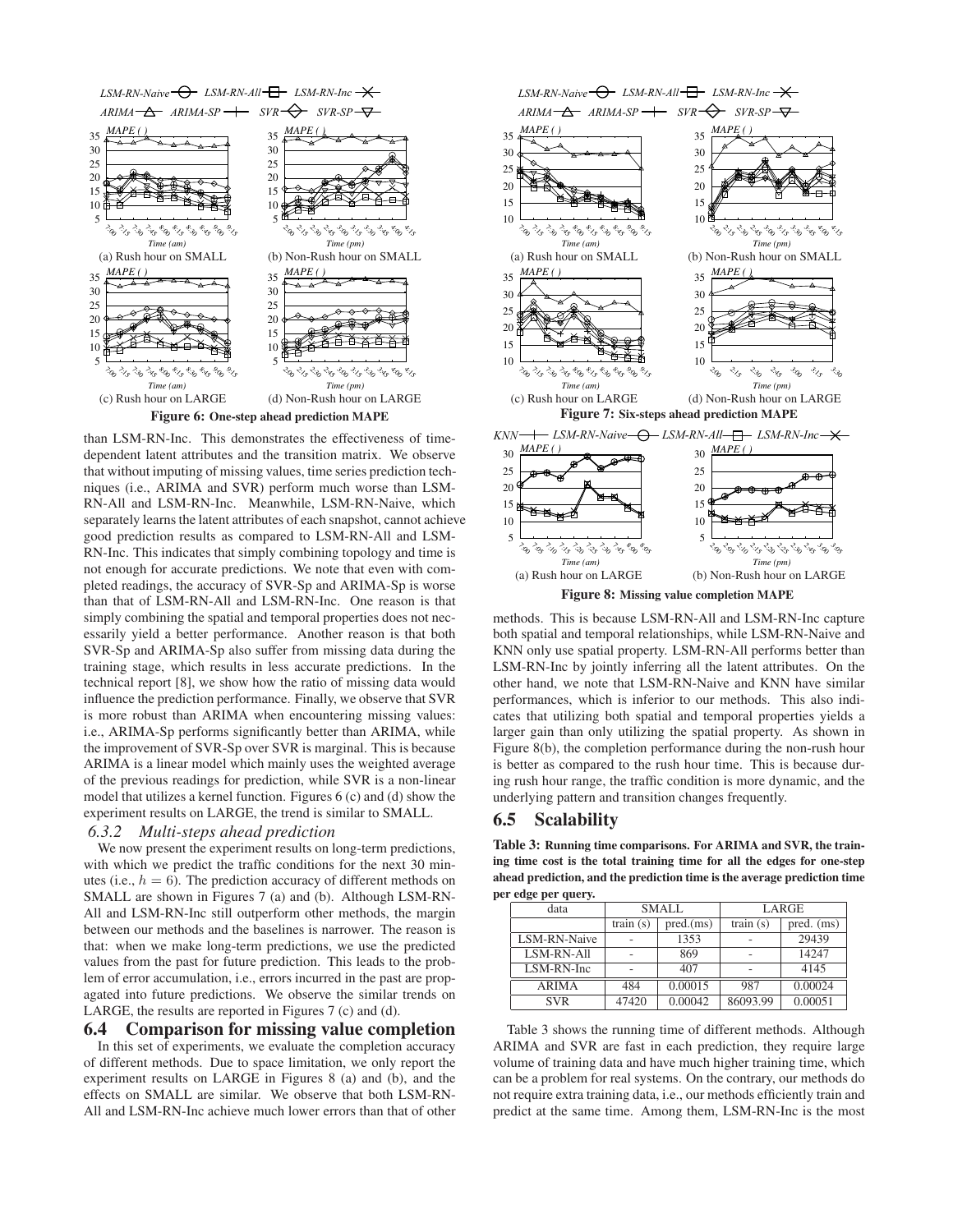Figure 6: One-step ahead prediction MAPE

than LSM-RN-Inc. This demonstrates the effectiveness of time-dependent latent attributes and the transition matrix. We observe that without imputing of missing values, time series prediction techniques (i.e., ARIMA and SVR) perform much worse than LSM-RN-All and LSM-RN-Inc. Meanwhile, LSM-RN-Naive, which separately learns the latent attributes of each snapshot, cannot achieve good prediction results as compared to LSM-RN-All and LSM-RN-Inc. This indicates that simply combining topology and time is not enough for accurate predictions. We note that even with completed readings, the accuracy of SVR-Sp and ARIMA-Sp is worse than that of LSM-RN-All and LSM-RN-Inc. One reason is that simply combining the spatial and temporal properties does not necessarily yield a better performance. Another reason is that both SVR-Sp and ARIMA-Sp also suffer from missing data during the training stage, which results in less accurate predictions. In the technical report [8], we show how the ratio of missing data would influence the prediction performance. Finally, we observe that SVR is more robust than ARIMA when encountering missing values: i.e., ARIMA-Sp performs significantly better than ARIMA, while the improvement of SVR-Sp over SVR is marginal. This is because ARIMA is a linear model which mainly uses the weighted average of the previous readings for prediction, while SVR is a non-linear model that utilizes a kernel function. Figures 6 (c) and (d) show the experiment results on LARGE, the trend is similar to SMALL.

### 6.3.2 Multi-steps ahead prediction

We now present the experiment results on long-term predictions, with which we predict the traffic conditions for the next 30 minutes (i.e., $h = 6$). The prediction accuracy of different methods on SMALL are shown in Figures 7 (a) and (b). Although LSM-RN-All and LSM-RN-Inc still outperform other methods, the margin between our methods and the baselines is narrower. The reason is that: when we make long-term predictions, we use the predicted values from the past for future prediction. This leads to the problem of error accumulation, i.e., errors incurred in the past are propagated into future predictions. We observe the similar trends on LARGE, the results are reported in Figures 7 (c) and (d).

## 6.4 Comparison for missing value completion

In this set of experiments, we evaluate the completion accuracy of different methods. Due to space limitation, we only report the experiment results on LARGE in Figures 8 (a) and (b), and the effects on SMALL are similar. We observe that both LSM-RN-All and LSM-RN-Inc achieve much lower errors than that of other

Figure 7: Six-steps ahead prediction MAPE

Figure 8: Missing value completion MAPE

methods. This is because LSM-RN-All and LSM-RN-Inc capture both spatial and temporal relationships, while LSM-RN-Naive and KNN only use spatial property. LSM-RN-All performs better than LSM-RN-Inc by jointly inferring all the latent attributes. On the other hand, we note that LSM-RN-Naive and KNN have similar performances, which is inferior to our methods. This also indicates that utilizing both spatial and temporal properties yields a larger gain than only utilizing the spatial property. As shown in Figure 8(b), the completion performance during the non-rush hour is better as compared to the rush hour time. This is because during rush hour range, the traffic condition is more dynamic, and the underlying pattern and transition changes frequently.

## 6.5 Scalability

**Table 3: Running time comparisons. For ARIMA and SVR, the training time cost is the total training time for all the edges for one-step ahead prediction, and the prediction time is the average prediction time per edge per query.**

| data | SMALL | | LARGE | |
|---|---|---|---|---|
| | train (s) | pred.(ms) | train (s) | pred. (ms) |
| LSM-RN-Naive | - | 1353 | - | 29439 |
| LSM-RN-All | - | 869 | - | 14247 |
| LSM-RN-Inc | - | 407 | - | 4145 |
| ARIMA | 484 | 0.00015 | 987 | 0.00024 |
| SVR | 47420 | 0.00042 | 86093.99 | 0.00051 |

Table 3 shows the running time of different methods. Although ARIMA and SVR are fast in each prediction, they require large volume of training data and have much higher training time, which can be a problem for real systems. On the contrary, our methods do not require extra training data, i.e., our methods efficiently train and predict at the same time. Among them, LSM-RN-Inc is the most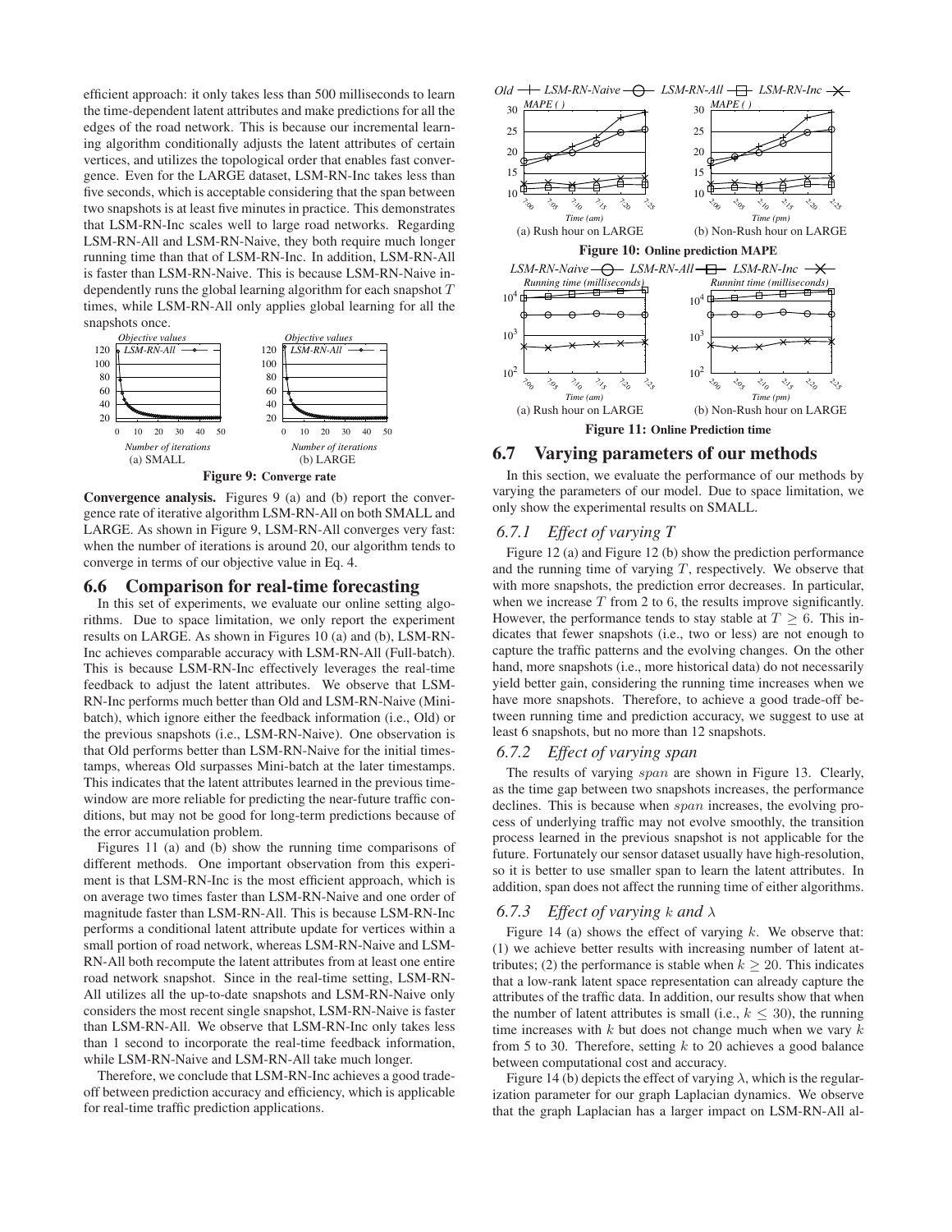efficient approach: it only takes less than 500 milliseconds to learn the time-dependent latent attributes and make predictions for all the edges of the road network. This is because our incremental learning algorithm conditionally adjusts the latent attributes of certain vertices, and utilizes the topological order that enables fast convergence. Even for the LARGE dataset, LSM-RN-Inc takes less than five seconds, which is acceptable considering that the span between two snapshots is at least five minutes in practice. This demonstrates that LSM-RN-Inc scales well to large road networks. Regarding LSM-RN-All and LSM-RN-Naive, they both require much longer running time than that of LSM-RN-Inc. In addition, LSM-RN-All is faster than LSM-RN-Naive. This is because LSM-RN-Naive independently runs the global learning algorithm for each snapshot $T$ times, while LSM-RN-All only applies global learning for all the snapshots once.

(a) SMALL (b) LARGE

**Figure 9: Converge rate**

**Convergence analysis.** Figures 9 (a) and (b) report the convergence rate of iterative algorithm LSM-RN-All on both SMALL and LARGE. As shown in Figure 9, LSM-RN-All converges very fast: when the number of iterations is around 20, our algorithm tends to converge in terms of our objective value in Eq. 4.

## 6.6 Comparison for real-time forecasting

In this set of experiments, we evaluate our online setting algorithms. Due to space limitation, we only report the experiment results on LARGE. As shown in Figures 10 (a) and (b), LSM-RN-Inc achieves comparable accuracy with LSM-RN-All (Full-batch). This is because LSM-RN-Inc effectively leverages the real-time feedback to adjust the latent attributes. We observe that LSM-RN-Inc performs much better than Old and LSM-RN-Naive (Mini-batch), which ignore either the feedback information (i.e., Old) or the previous snapshots (i.e., LSM-RN-Naive). One observation is that Old performs better than LSM-RN-Naive for the initial timestamps, whereas Old surpasses Mini-batch at the later timestamps. This indicates that the latent attributes learned in the previous time-window are more reliable for predicting the near-future traffic conditions, but may not be good for long-term predictions because of the error accumulation problem.

Figures 11 (a) and (b) show the running time comparisons of different methods. One important observation from this experiment is that LSM-RN-Inc is the most efficient approach, which is on average two times faster than LSM-RN-Naive and one order of magnitude faster than LSM-RN-All. This is because LSM-RN-Inc performs a conditional latent attribute update for vertices within a small portion of road network, whereas LSM-RN-Naive and LSM-RN-All both recompute the latent attributes from at least one entire road network snapshot. Since in the real-time setting, LSM-RN-All utilizes all the up-to-date snapshots and LSM-RN-Naive only considers the most recent single snapshot, LSM-RN-Naive is faster than LSM-RN-All. We observe that LSM-RN-Inc only takes less than 1 second to incorporate the real-time feedback information, while LSM-RN-Naive and LSM-RN-All take much longer.

Therefore, we conclude that LSM-RN-Inc achieves a good trade-off between prediction accuracy and efficiency, which is applicable for real-time traffic prediction applications.

(a) Rush hour on LARGE (b) Non-Rush hour on LARGE

**Figure 10: Online prediction MAPE**

(a) Rush hour on LARGE (b) Non-Rush hour on LARGE

**Figure 11: Online Prediction time**

## 6.7 Varying parameters of our methods

In this section, we evaluate the performance of our methods by varying the parameters of our model. Due to space limitation, we only show the experimental results on SMALL.

### 6.7.1 Effect of varying T

Figure 12 (a) and Figure 12 (b) show the prediction performance and the running time of varying $T$, respectively. We observe that with more snapshots, the prediction error decreases. In particular, when we increase $T$ from 2 to 6, the results improve significantly. However, the performance tends to stay stable at $T \geq 6$. This indicates that fewer snapshots (i.e., two or less) are not enough to capture the traffic patterns and the evolving changes. On the other hand, more snapshots (i.e., more historical data) do not necessarily yield better gain, considering the running time increases when we have more snapshots. Therefore, to achieve a good trade-off between running time and prediction accuracy, we suggest to use at least 6 snapshots, but no more than 12 snapshots.

### 6.7.2 Effect of varying span

The results of varying $span$ are shown in Figure 13. Clearly, as the time gap between two snapshots increases, the performance declines. This is because when $span$ increases, the evolving process of underlying traffic may not evolve smoothly, the transition process learned in the previous snapshot is not applicable for the future. Fortunately our sensor dataset usually have high-resolution, so it is better to use smaller span to learn the latent attributes. In addition, span does not affect the running time of either algorithms.

### 6.7.3 Effect of varying $k$ and $\lambda$

Figure 14 (a) shows the effect of varying $k$. We observe that: (1) we achieve better results with increasing number of latent attributes; (2) the performance is stable when $k \geq 20$. This indicates that a low-rank latent space representation can already capture the attributes of the traffic data. In addition, our results show that when the number of latent attributes is small (i.e., $k \leq 30$), the running time increases with $k$ but does not change much when we vary $k$ from 5 to 30. Therefore, setting $k$ to 20 achieves a good balance between computational cost and accuracy.

Figure 14 (b) depicts the effect of varying $\lambda$, which is the regularization parameter for our graph Laplacian dynamics. We observe that the graph Laplacian has a larger impact on LSM-RN-All al-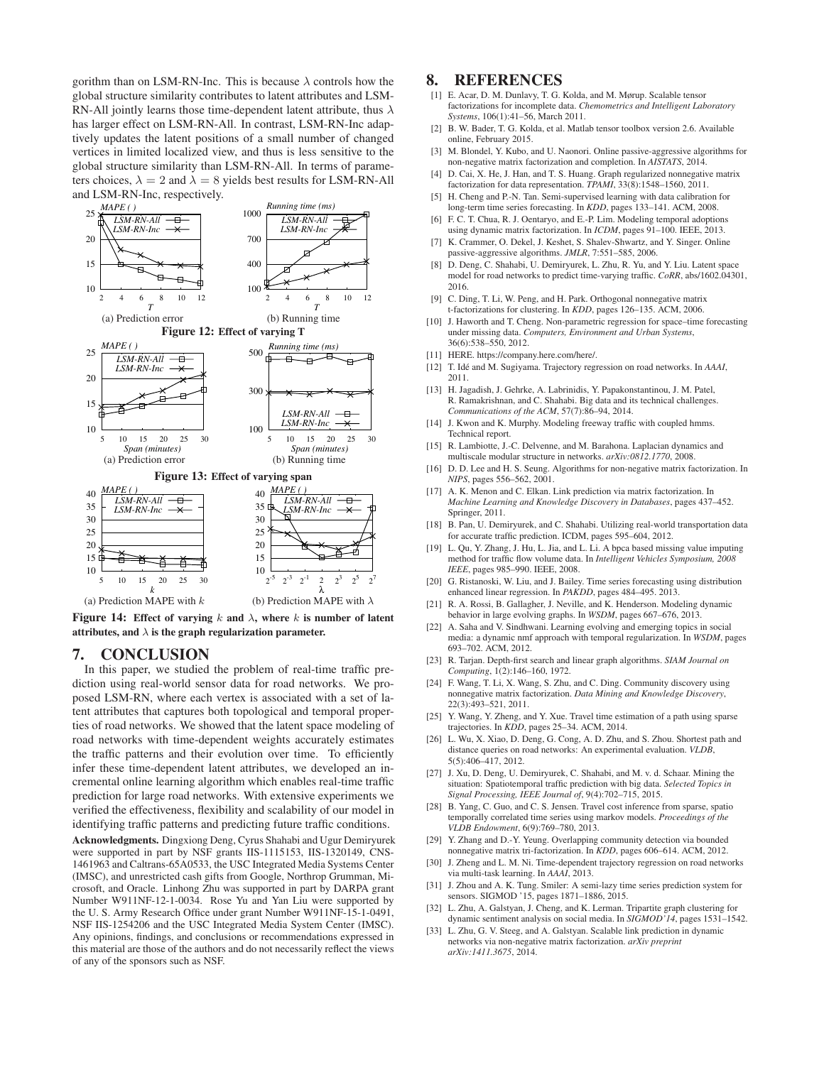gorithm than on LSM-RN-Inc. This is because $\lambda$ controls how the global structure similarity contributes to latent attributes and LSM-RN-All jointly learns those time-dependent latent attribute, thus $\lambda$ has larger effect on LSM-RN-All. In contrast, LSM-RN-Inc adaptively updates the latent positions of a small number of changed vertices in limited localized view, and thus is less sensitive to the global structure similarity than LSM-RN-All. In terms of parameters choices, $\lambda = 2$ and $\lambda = 8$ yields best results for LSM-RN-All and LSM-RN-Inc, respectively.

MAPE ( )
LSM-RN-All
LSM-RN-Inc
25
20
15
10
2 4 6 8 10 12
T

(a) Prediction error

Running time (ms)
LSM-RN-All
LSM-RN-Inc
1000
700
400
100
2 4 6 8 10 12
T

(b) Running time

**Figure 12: Effect of varying T**

MAPE ( )
LSM-RN-All
LSM-RN-Inc
25
20
15
10
5 10 15 20 25 30
Span (minutes)

(a) Prediction error

Running time (ms)
LSM-RN-All
LSM-RN-Inc
500
300
100
5 10 15 20 25 30
Span (minutes)

(b) Running time

**Figure 13: Effect of varying span**

MAPE ( )
LSM-RN-All
LSM-RN-Inc
40
35
30
25
20
15
10
5 10 15 20 25 30
$k$

(a) Prediction MAPE with $k$

MAPE ( )
LSM-RN-All
LSM-RN-Inc
40
35
30
25
20
15
10
$2^{-5}$ $2^{-3}$ $2^{-1}$ $2$ $2^{3}$ $2^{5}$ $2^{7}$
$\lambda$

(b) Prediction MAPE with $\lambda$

**Figure 14: Effect of varying $k$ and $\lambda$, where $k$ is number of latent attributes, and $\lambda$ is the graph regularization parameter.**

# 7. CONCLUSION

In this paper, we studied the problem of real-time traffic prediction using real-world sensor data for road networks. We proposed LSM-RN, where each vertex is associated with a set of latent attributes that captures both topological and temporal properties of road networks. We showed that the latent space modeling of road networks with time-dependent weights accurately estimates the traffic patterns and their evolution over time. To efficiently infer these time-dependent latent attributes, we developed an incremental online learning algorithm which enables real-time traffic prediction for large road networks. With extensive experiments we verified the effectiveness, flexibility and scalability of our model in identifying traffic patterns and predicting future traffic conditions.

**Acknowledgments.** Dingxiong Deng, Cyrus Shahabi and Ugur Demiryurek were supported in part by NSF grants IIS-1115153, IIS-1320149, CNS-1461963 and Caltrans-65A0533, the USC Integrated Media Systems Center (IMSC), and unrestricted cash gifts from Google, Northrop Grumman, Microsoft, and Oracle. Linhong Zhu was supported in part by DARPA grant Number W911NF-12-1-0034. Rose Yu and Yan Liu were supported by the U. S. Army Research Office under grant Number W911NF-15-1-0491, NSF IIS-1254206 and the USC Integrated Media System Center (IMSC). Any opinions, findings, and conclusions or recommendations expressed in this material are those of the authors and do not necessarily reflect the views of any of the sponsors such as NSF.

# 8. REFERENCES

[1] E. Acar, D. M. Dunlavy, T. G. Kolda, and M. Mørup. Scalable tensor factorizations for incomplete data. *Chemometrics and Intelligent Laboratory Systems*, 106(1):41–56, March 2011.

[2] B. W. Bader, T. G. Kolda, et al. Matlab tensor toolbox version 2.6. Available online, February 2015.

[3] M. Blondel, Y. Kubo, and U. Naonori. Online passive-aggressive algorithms for non-negative matrix factorization and completion. In *AISTATS*, 2014.

[4] D. Cai, X. He, J. Han, and T. S. Huang. Graph regularized nonnegative matrix factorization for data representation. *TPAMI*, 33(8):1548–1560, 2011.

[5] H. Cheng and P.-N. Tan. Semi-supervised learning with data calibration for long-term time series forecasting. In *KDD*, pages 133–141. ACM, 2008.

[6] F. C. T. Chua, R. J. Oentaryo, and E.-P. Lim. Modeling temporal adoptions using dynamic matrix factorization. In *ICDM*, pages 91–100. IEEE, 2013.

[7] K. Crammer, O. Dekel, J. Keshet, S. Shalev-Shwartz, and Y. Singer. Online passive-aggressive algorithms. *JMLR*, 7:551–585, 2006.

[8] D. Deng, C. Shahabi, U. Demiryurek, L. Zhu, R. Yu, and Y. Liu. Latent space model for road networks to predict time-varying traffic. *CoRR*, abs/1602.04301, 2016.

[9] C. Ding, T. Li, W. Peng, and H. Park. Orthogonal nonnegative matrix t-factorizations for clustering. In *KDD*, pages 126–135. ACM, 2006.

[10] J. Haworth and T. Cheng. Non-parametric regression for space–time forecasting under missing data. *Computers, Environment and Urban Systems*, 36(6):538–550, 2012.

[11] HERE. https://company.here.com/here/.

[12] T. Idé and M. Sugiyama. Trajectory regression on road networks. In *AAAI*, 2011.

[13] H. Jagadish, J. Gehrke, A. Labrinidis, Y. Papakonstantinou, J. M. Patel, R. Ramakrishnan, and C. Shahabi. Big data and its technical challenges. *Communications of the ACM*, 57(7):86–94, 2014.

[14] J. Kwon and K. Murphy. Modeling freeway traffic with coupled hmms. Technical report.

[15] R. Lambiotte, J.-C. Delvenne, and M. Barahona. Laplacian dynamics and multiscale modular structure in networks. *arXiv:0812.1770*, 2008.

[16] D. D. Lee and H. S. Seung. Algorithms for non-negative matrix factorization. In *NIPS*, pages 556–562, 2001.

[17] A. K. Menon and C. Elkan. Link prediction via matrix factorization. In *Machine Learning and Knowledge Discovery in Databases*, pages 437–452. Springer, 2011.

[18] B. Pan, U. Demiryurek, and C. Shahabi. Utilizing real-world transportation data for accurate traffic prediction. ICDM, pages 595–604, 2012.

[19] L. Qu, Y. Zhang, J. Hu, L. Jia, and L. Li. A bpca based missing value imputing method for traffic flow volume data. In *Intelligent Vehicles Symposium, 2008 IEEE*, pages 985–990. IEEE, 2008.

[20] G. Ristanoski, W. Liu, and J. Bailey. Time series forecasting using distribution enhanced linear regression. In *PAKDD*, pages 484–495. 2013.

[21] R. A. Rossi, B. Gallagher, J. Neville, and K. Henderson. Modeling dynamic behavior in large evolving graphs. In *WSDM*, pages 667–676, 2013.

[22] A. Saha and V. Sindhwani. Learning evolving and emerging topics in social media: a dynamic nmf approach with temporal regularization. In *WSDM*, pages 693–702. ACM, 2012.

[23] R. Tarjan. Depth-first search and linear graph algorithms. *SIAM Journal on Computing*, 1(2):146–160, 1972.

[24] F. Wang, T. Li, X. Wang, S. Zhu, and C. Ding. Community discovery using nonnegative matrix factorization. *Data Mining and Knowledge Discovery*, 22(3):493–521, 2011.

[25] Y. Wang, Y. Zheng, and Y. Xue. Travel time estimation of a path using sparse trajectories. In *KDD*, pages 25–34. ACM, 2014.

[26] L. Wu, X. Xiao, D. Deng, G. Cong, A. D. Zhu, and S. Zhou. Shortest path and distance queries on road networks: An experimental evaluation. *VLDB*, 5(5):406–417, 2012.

[27] J. Xu, D. Deng, U. Demiryurek, C. Shahabi, and M. v. d. Schaar. Mining the situation: Spatiotemporal traffic prediction with big data. *Selected Topics in Signal Processing, IEEE Journal of*, 9(4):702–715, 2015.

[28] B. Yang, C. Guo, and C. S. Jensen. Travel cost inference from sparse, spatio temporally correlated time series using markov models. *Proceedings of the VLDB Endowment*, 6(9):769–780, 2013.

[29] Y. Zhang and D.-Y. Yeung. Overlapping community detection via bounded nonnegative matrix tri-factorization. In *KDD*, pages 606–614. ACM, 2012.

[30] J. Zheng and L. M. Ni. Time-dependent trajectory regression on road networks via multi-task learning. In *AAAI*, 2013.

[31] J. Zhou and A. K. Tung. Smiler: A semi-lazy time series prediction system for sensors. SIGMOD '15, pages 1871–1886, 2015.

[32] L. Zhu, A. Galstyan, J. Cheng, and K. Lerman. Tripartite graph clustering for dynamic sentiment analysis on social media. In *SIGMOD'14*, pages 1531–1542.

[33] L. Zhu, G. V. Steeg, and A. Galstyan. Scalable link prediction in dynamic networks via non-negative matrix factorization. *arXiv preprint arXiv:1411.3675*, 2014.